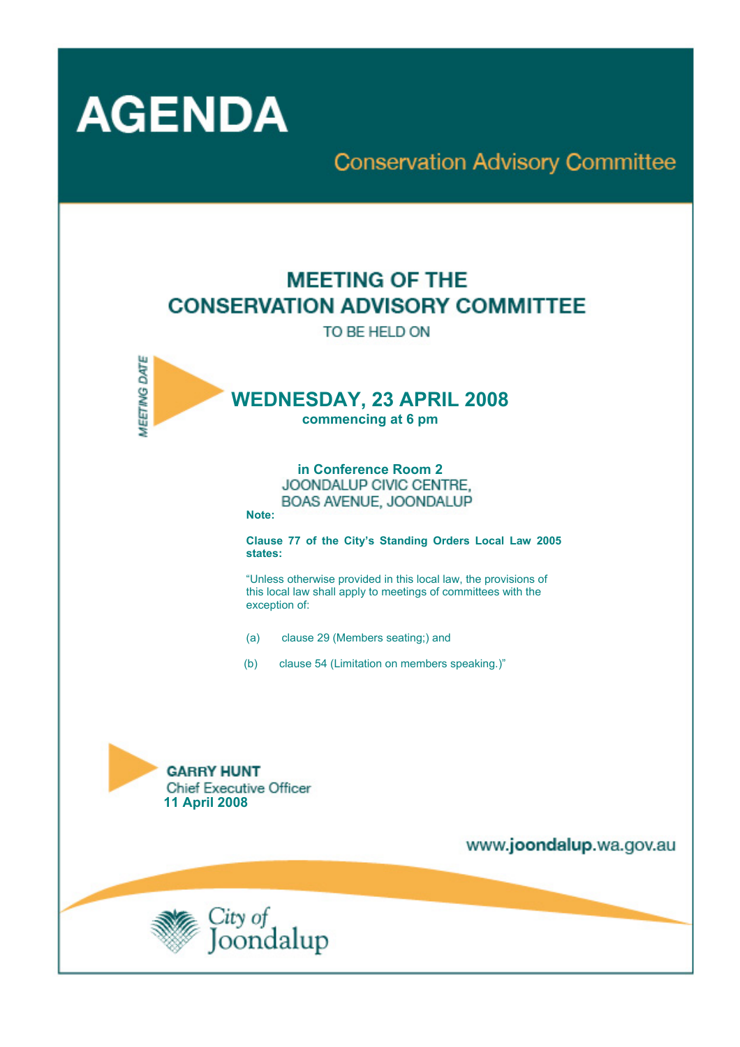# AGENDA

## Conservation Advisory Committee

## MEETING OF THE CONSERVATION ADVISORY COMMITTEE

TO BE HELD ON

MEETING DATE

**WEDNESDAY, 23 APRIL 2008**

**commencing at 6 pm**

**in Conference Room 2**

JOONDALUP CIVIC CENTRE,
BOAS AVENUE, JOONDALUP

**Note:**

**Clause 77 of the City's Standing Orders Local Law 2005 states:**

"Unless otherwise provided in this local law, the provisions of this local law shall apply to meetings of committees with the exception of:

(a) clause 29 (Members seating;) and

(b) clause 54 (Limitation on members speaking.)"

**GARRY HUNT**
Chief Executive Officer
**11 April 2008**

www.**joondalup**.wa.gov.au

City of Joondalup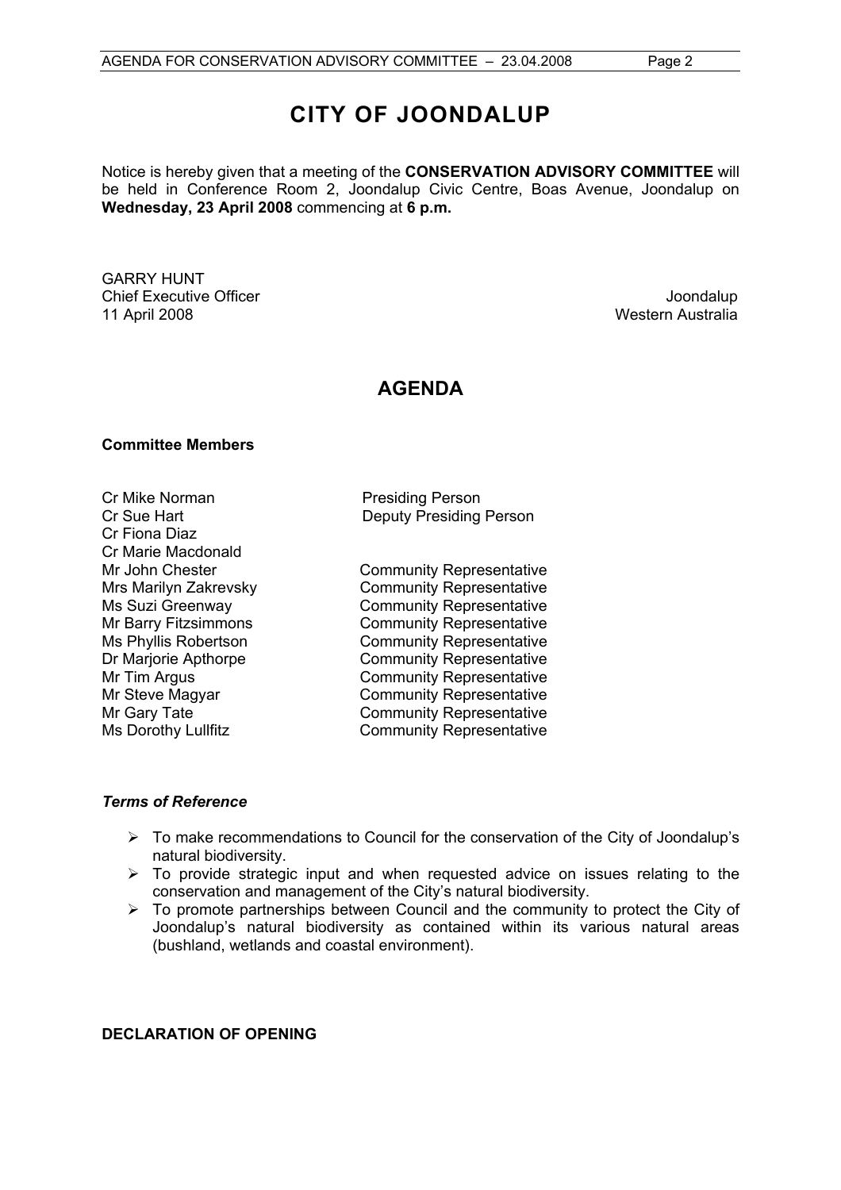# CITY OF JOONDALUP

Notice is hereby given that a meeting of the **CONSERVATION ADVISORY COMMITTEE** will be held in Conference Room 2, Joondalup Civic Centre, Boas Avenue, Joondalup on **Wednesday, 23 April 2008** commencing at **6 p.m.**

GARRY HUNT
Chief Executive Officer
11 April 2008

Joondalup
Western Australia

## AGENDA

**Committee Members**

| | |
|---|---|
| Cr Mike Norman | Presiding Person |
| Cr Sue Hart | Deputy Presiding Person |
| Cr Fiona Diaz | |
| Cr Marie Macdonald | |
| Mr John Chester | Community Representative |
| Mrs Marilyn Zakrevsky | Community Representative |
| Ms Suzi Greenway | Community Representative |
| Mr Barry Fitzsimmons | Community Representative |
| Ms Phyllis Robertson | Community Representative |
| Dr Marjorie Apthorpe | Community Representative |
| Mr Tim Argus | Community Representative |
| Mr Steve Magyar | Community Representative |
| Mr Gary Tate | Community Representative |
| Ms Dorothy Lullfitz | Community Representative |

***Terms of Reference***

- To make recommendations to Council for the conservation of the City of Joondalup's natural biodiversity.
- To provide strategic input and when requested advice on issues relating to the conservation and management of the City's natural biodiversity.
- To promote partnerships between Council and the community to protect the City of Joondalup's natural biodiversity as contained within its various natural areas (bushland, wetlands and coastal environment).

**DECLARATION OF OPENING**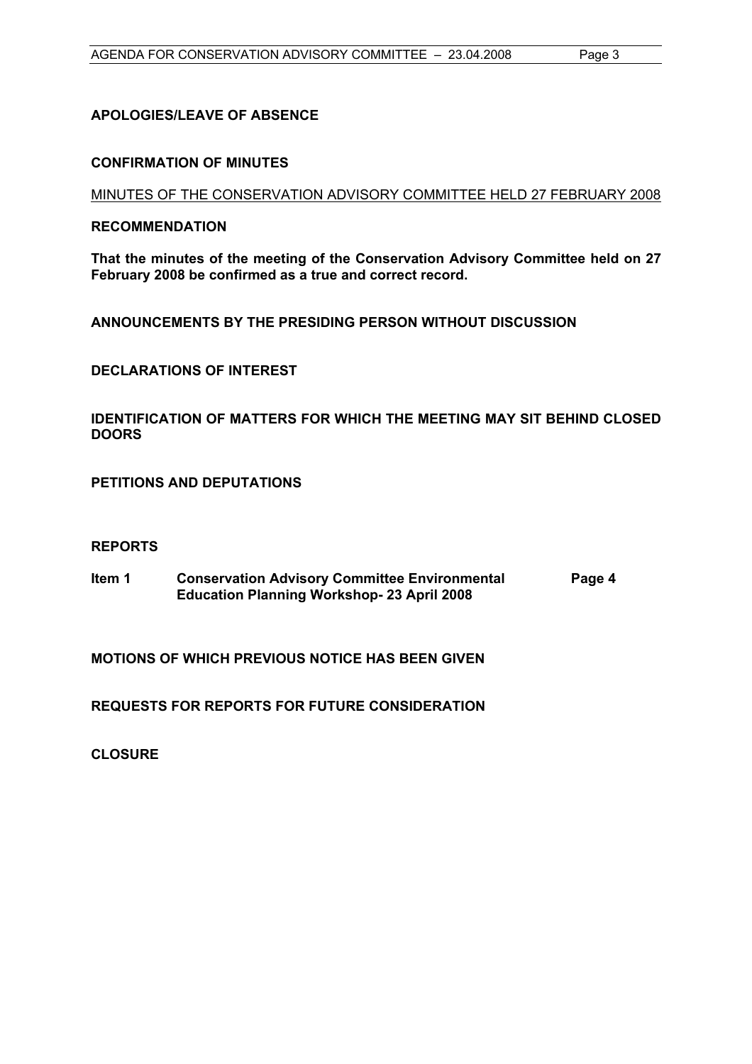## APOLOGIES/LEAVE OF ABSENCE

## CONFIRMATION OF MINUTES

MINUTES OF THE CONSERVATION ADVISORY COMMITTEE HELD 27 FEBRUARY 2008

### RECOMMENDATION

**That the minutes of the meeting of the Conservation Advisory Committee held on 27 February 2008 be confirmed as a true and correct record.**

## ANNOUNCEMENTS BY THE PRESIDING PERSON WITHOUT DISCUSSION

## DECLARATIONS OF INTEREST

## IDENTIFICATION OF MATTERS FOR WHICH THE MEETING MAY SIT BEHIND CLOSED DOORS

## PETITIONS AND DEPUTATIONS

## REPORTS

| | | |
|---|---|---|
| **Item 1** | **Conservation Advisory Committee Environmental Education Planning Workshop- 23 April 2008** | **Page 4** |

## MOTIONS OF WHICH PREVIOUS NOTICE HAS BEEN GIVEN

## REQUESTS FOR REPORTS FOR FUTURE CONSIDERATION

## CLOSURE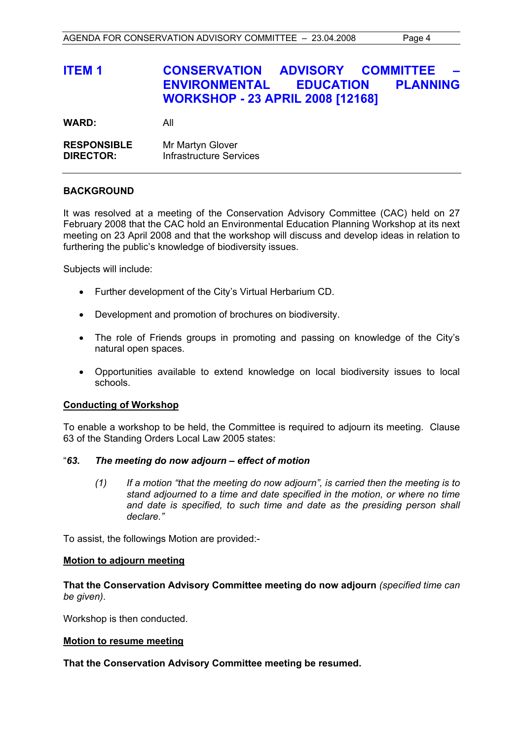# ITEM 1 CONSERVATION ADVISORY COMMITTEE – ENVIRONMENTAL EDUCATION PLANNING WORKSHOP - 23 APRIL 2008 [12168]

**WARD:** All

**RESPONSIBLE DIRECTOR:** Mr Martyn Glover
Infrastructure Services

---

**BACKGROUND**

It was resolved at a meeting of the Conservation Advisory Committee (CAC) held on 27 February 2008 that the CAC hold an Environmental Education Planning Workshop at its next meeting on 23 April 2008 and that the workshop will discuss and develop ideas in relation to furthering the public's knowledge of biodiversity issues.

Subjects will include:

- Further development of the City's Virtual Herbarium CD.
- Development and promotion of brochures on biodiversity.
- The role of Friends groups in promoting and passing on knowledge of the City's natural open spaces.
- Opportunities available to extend knowledge on local biodiversity issues to local schools.

**Conducting of Workshop**

To enable a workshop to be held, the Committee is required to adjourn its meeting. Clause 63 of the Standing Orders Local Law 2005 states:

"***63. The meeting do now adjourn – effect of motion***

> *(1) If a motion "that the meeting do now adjourn", is carried then the meeting is to stand adjourned to a time and date specified in the motion, or where no time and date is specified, to such time and date as the presiding person shall declare."*

To assist, the followings Motion are provided:-

**Motion to adjourn meeting**

**That the Conservation Advisory Committee meeting do now adjourn** *(specified time can be given)*.

Workshop is then conducted.

**Motion to resume meeting**

**That the Conservation Advisory Committee meeting be resumed.**